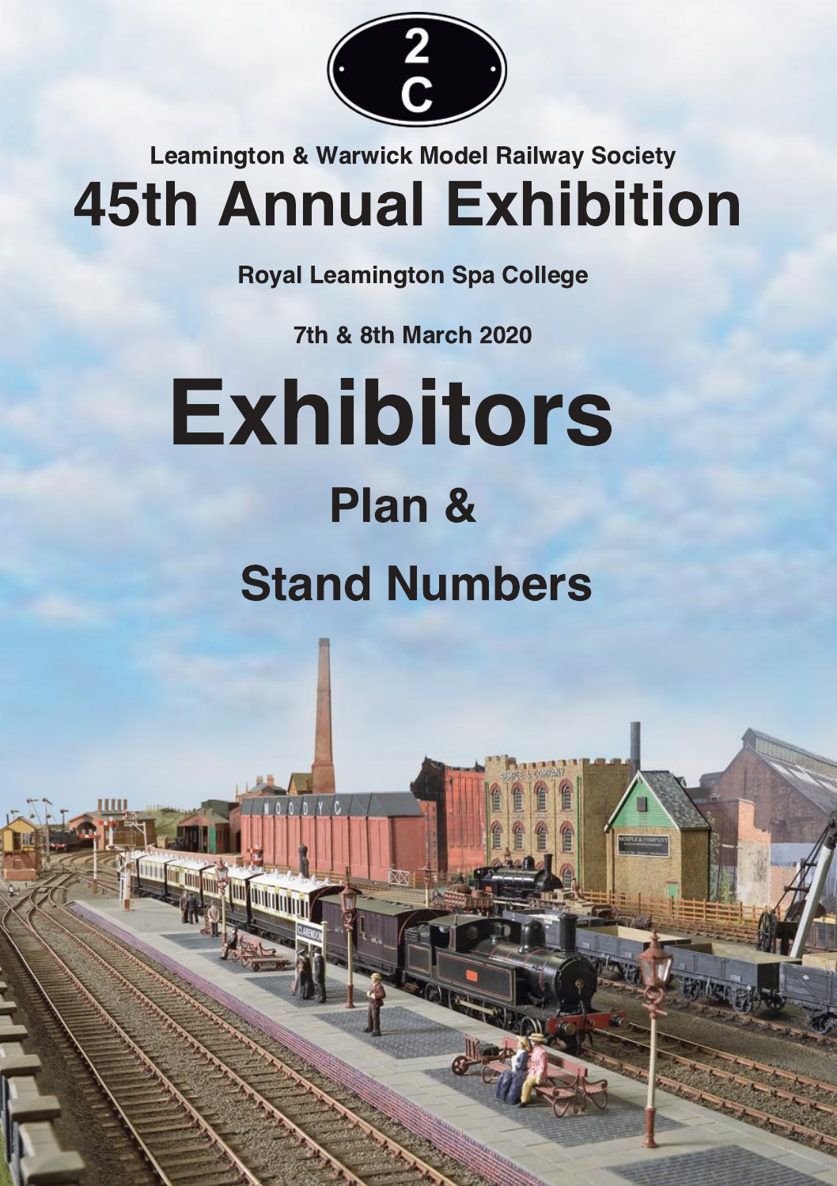2
C

Leamington & Warwick Model Railway Society

# 45th Annual Exhibition

Royal Leamington Spa College

7th & 8th March 2020

# Exhibitors

## Plan &

## Stand Numbers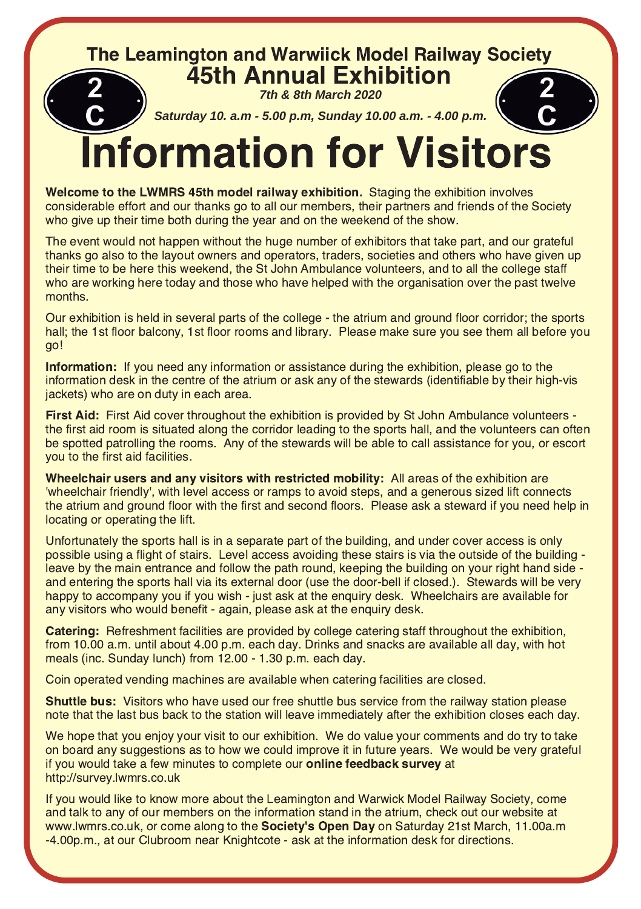# The Leamington and Warwiick Model Railway Society
## 45th Annual Exhibition

*7th & 8th March 2020*

*Saturday 10. a.m - 5.00 p.m, Sunday 10.00 a.m. - 4.00 p.m.*

2 C

2 C

# Information for Visitors

**Welcome to the LWMRS 45th model railway exhibition.** Staging the exhibition involves considerable effort and our thanks go to all our members, their partners and friends of the Society who give up their time both during the year and on the weekend of the show.

The event would not happen without the huge number of exhibitors that take part, and our grateful thanks go also to the layout owners and operators, traders, societies and others who have given up their time to be here this weekend, the St John Ambulance volunteers, and to all the college staff who are working here today and those who have helped with the organisation over the past twelve months.

Our exhibition is held in several parts of the college - the atrium and ground floor corridor; the sports hall; the 1st floor balcony, 1st floor rooms and library. Please make sure you see them all before you go!

**Information:** If you need any information or assistance during the exhibition, please go to the information desk in the centre of the atrium or ask any of the stewards (identifiable by their high-vis jackets) who are on duty in each area.

**First Aid:** First Aid cover throughout the exhibition is provided by St John Ambulance volunteers - the first aid room is situated along the corridor leading to the sports hall, and the volunteers can often be spotted patrolling the rooms. Any of the stewards will be able to call assistance for you, or escort you to the first aid facilities.

**Wheelchair users and any visitors with restricted mobility:** All areas of the exhibition are 'wheelchair friendly', with level access or ramps to avoid steps, and a generous sized lift connects the atrium and ground floor with the first and second floors. Please ask a steward if you need help in locating or operating the lift.

Unfortunately the sports hall is in a separate part of the building, and under cover access is only possible using a flight of stairs. Level access avoiding these stairs is via the outside of the building - leave by the main entrance and follow the path round, keeping the building on your right hand side - and entering the sports hall via its external door (use the door-bell if closed.). Stewards will be very happy to accompany you if you wish - just ask at the enquiry desk. Wheelchairs are available for any visitors who would benefit - again, please ask at the enquiry desk.

**Catering:** Refreshment facilities are provided by college catering staff throughout the exhibition, from 10.00 a.m. until about 4.00 p.m. each day. Drinks and snacks are available all day, with hot meals (inc. Sunday lunch) from 12.00 - 1.30 p.m. each day.

Coin operated vending machines are available when catering facilities are closed.

**Shuttle bus:** Visitors who have used our free shuttle bus service from the railway station please note that the last bus back to the station will leave immediately after the exhibition closes each day.

We hope that you enjoy your visit to our exhibition. We do value your comments and do try to take on board any suggestions as to how we could improve it in future years. We would be very grateful if you would take a few minutes to complete our **online feedback survey** at http://survey.lwmrs.co.uk

If you would like to know more about the Leamington and Warwick Model Railway Society, come and talk to any of our members on the information stand in the atrium, check out our website at www.lwmrs.co.uk, or come along to the **Society's Open Day** on Saturday 21st March, 11.00a.m -4.00p.m., at our Clubroom near Knightcote - ask at the information desk for directions.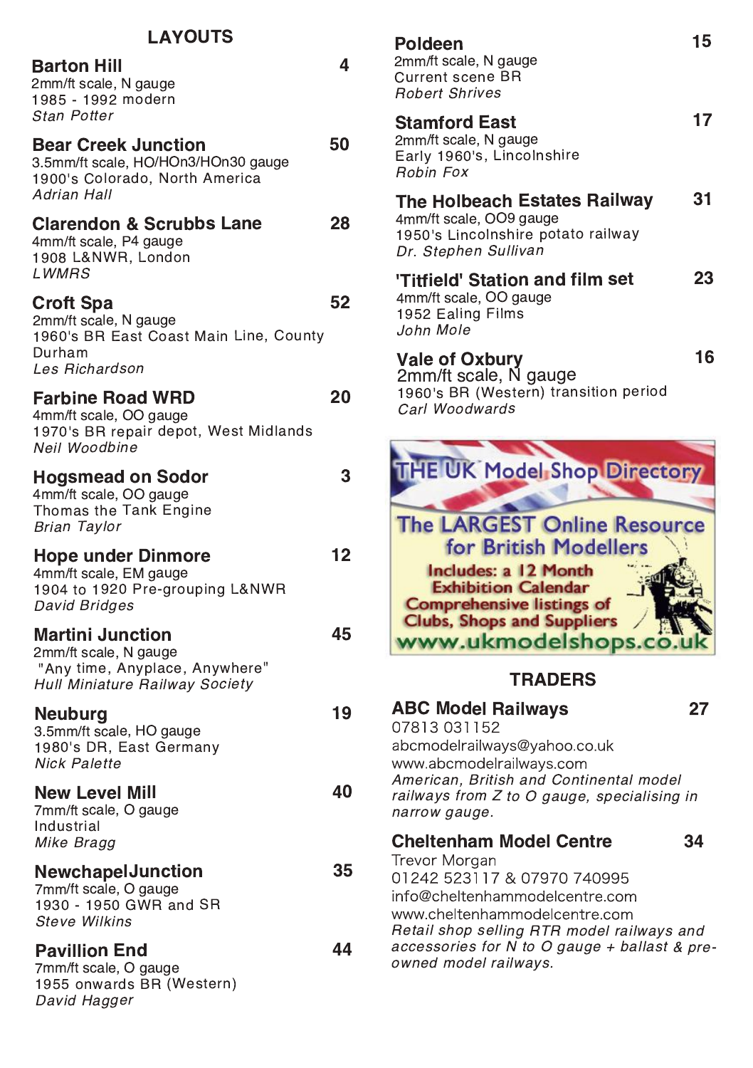## LAYOUTS

**Barton Hill** 4
2mm/ft scale, N gauge
1985 - 1992 modern
*Stan Potter*

**Bear Creek Junction** 50
3.5mm/ft scale, HO/HOn3/HOn30 gauge
1900's Colorado, North America
*Adrian Hall*

**Clarendon & Scrubbs Lane** 28
4mm/ft scale, P4 gauge
1908 L&NWR, London
*LWMRS*

**Croft Spa** 52
2mm/ft scale, N gauge
1960's BR East Coast Main Line, County Durham
*Les Richardson*

**Farbine Road WRD** 20
4mm/ft scale, OO gauge
1970's BR repair depot, West Midlands
*Neil Woodbine*

**Hogsmead on Sodor** 3
4mm/ft scale, OO gauge
Thomas the Tank Engine
*Brian Taylor*

**Hope under Dinmore** 12
4mm/ft scale, EM gauge
1904 to 1920 Pre-grouping L&NWR
*David Bridges*

**Martini Junction** 45
2mm/ft scale, N gauge
"Any time, Anyplace, Anywhere"
*Hull Miniature Railway Society*

**Neuburg** 19
3.5mm/ft scale, HO gauge
1980's DR, East Germany
*Nick Palette*

**New Level Mill** 40
7mm/ft scale, O gauge
Industrial
*Mike Bragg*

**NewchapelJunction** 35
7mm/ft scale, O gauge
1930 - 1950 GWR and SR
*Steve Wilkins*

**Pavillion End** 44
7mm/ft scale, O gauge
1955 onwards BR (Western)
*David Hagger*

**Poldeen** 15
2mm/ft scale, N gauge
Current scene BR
*Robert Shrives*

**Stamford East** 17
2mm/ft scale, N gauge
Early 1960's, Lincolnshire
*Robin Fox*

**The Holbeach Estates Railway** 31
4mm/ft scale, OO9 gauge
1950's Lincolnshire potato railway
*Dr. Stephen Sullivan*

**'Titfield' Station and film set** 23
4mm/ft scale, OO gauge
1952 Ealing Films
*John Mole*

**Vale of Oxbury** 16
2mm/ft scale, N gauge
1960's BR (Western) transition period
*Carl Woodwards*

THE UK Model Shop Directory
The LARGEST Online Resource for British Modellers
Includes: a 12 Month Exhibition Calendar
Comprehensive listings of Clubs, Shops and Suppliers
www.ukmodelshops.co.uk

## TRADERS

**ABC Model Railways** 27
07813 031152
abcmodelrailways@yahoo.co.uk
www.abcmodelrailways.com
*American, British and Continental model railways from Z to O gauge, specialising in narrow gauge.*

**Cheltenham Model Centre** 34
Trevor Morgan
01242 523117 & 07970 740995
info@cheltenhammodelcentre.com
www.cheltenhammodelcentre.com
*Retail shop selling RTR model railways and accessories for N to O gauge + ballast & pre-owned model railways.*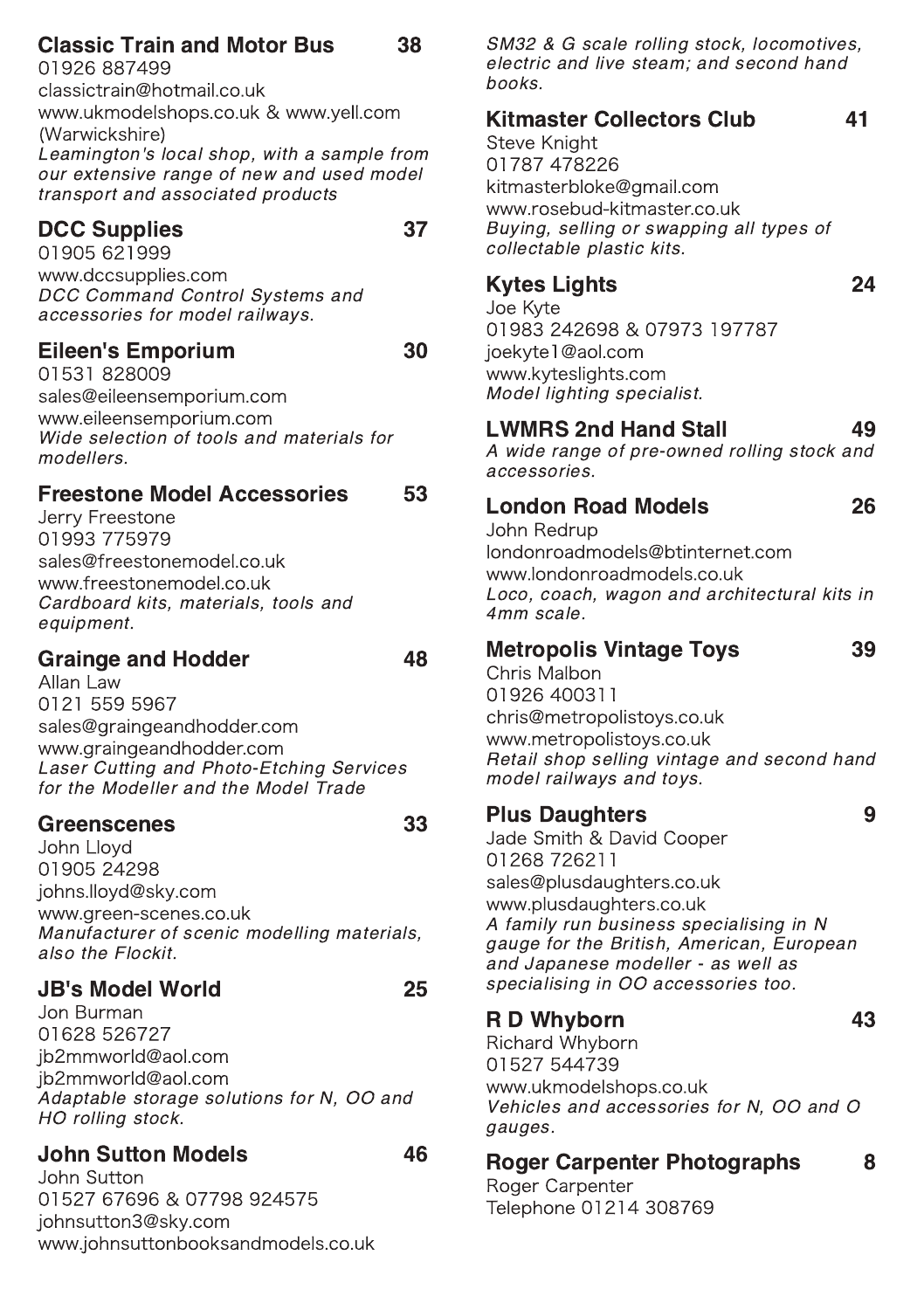### Classic Train and Motor Bus 38

01926 887499
classictrain@hotmail.co.uk
www.ukmodelshops.co.uk & www.yell.com
(Warwickshire)
*Leamington's local shop, with a sample from our extensive range of new and used model transport and associated products*

### DCC Supplies 37

01905 621999
www.dccsupplies.com
*DCC Command Control Systems and accessories for model railways.*

### Eileen's Emporium 30

01531 828009
sales@eileensemporium.com
www.eileensemporium.com
*Wide selection of tools and materials for modellers.*

### Freestone Model Accessories 53

Jerry Freestone
01993 775979
sales@freestonemodel.co.uk
www.freestonemodel.co.uk
*Cardboard kits, materials, tools and equipment.*

### Grainge and Hodder 48

Allan Law
0121 559 5967
sales@graingeandhodder.com
www.graingeandhodder.com
*Laser Cutting and Photo-Etching Services for the Modeller and the Model Trade*

### Greenscenes 33

John Lloyd
01905 24298
johns.lloyd@sky.com
www.green-scenes.co.uk
*Manufacturer of scenic modelling materials, also the Flockit.*

### JB's Model World 25

Jon Burman
01628 526727
jb2mmworld@aol.com
jb2mmworld@aol.com
*Adaptable storage solutions for N, OO and HO rolling stock.*

### John Sutton Models 46

John Sutton
01527 67696 & 07798 924575
johnsutton3@sky.com
www.johnsuttonbooksandmodels.co.uk
*SM32 & G scale rolling stock, locomotives, electric and live steam; and second hand books.*

### Kitmaster Collectors Club 41

Steve Knight
01787 478226
kitmasterbloke@gmail.com
www.rosebud-kitmaster.co.uk
*Buying, selling or swapping all types of collectable plastic kits.*

### Kytes Lights 24

Joe Kyte
01983 242698 & 07973 197787
joekyte1@aol.com
www.kyteslights.com
*Model lighting specialist.*

### LWMRS 2nd Hand Stall 49

*A wide range of pre-owned rolling stock and accessories.*

### London Road Models 26

John Redrup
londonroadmodels@btinternet.com
www.londonroadmodels.co.uk
*Loco, coach, wagon and architectural kits in 4mm scale.*

### Metropolis Vintage Toys 39

Chris Malbon
01926 400311
chris@metropolistoys.co.uk
www.metropolistoys.co.uk
*Retail shop selling vintage and second hand model railways and toys.*

### Plus Daughters 9

Jade Smith & David Cooper
01268 726211
sales@plusdaughters.co.uk
www.plusdaughters.co.uk
*A family run business specialising in N gauge for the British, American, European and Japanese modeller - as well as specialising in OO accessories too.*

### R D Whyborn 43

Richard Whyborn
01527 544739
www.ukmodelshops.co.uk
*Vehicles and accessories for N, OO and O gauges.*

### Roger Carpenter Photographs 8

Roger Carpenter
Telephone 01214 308769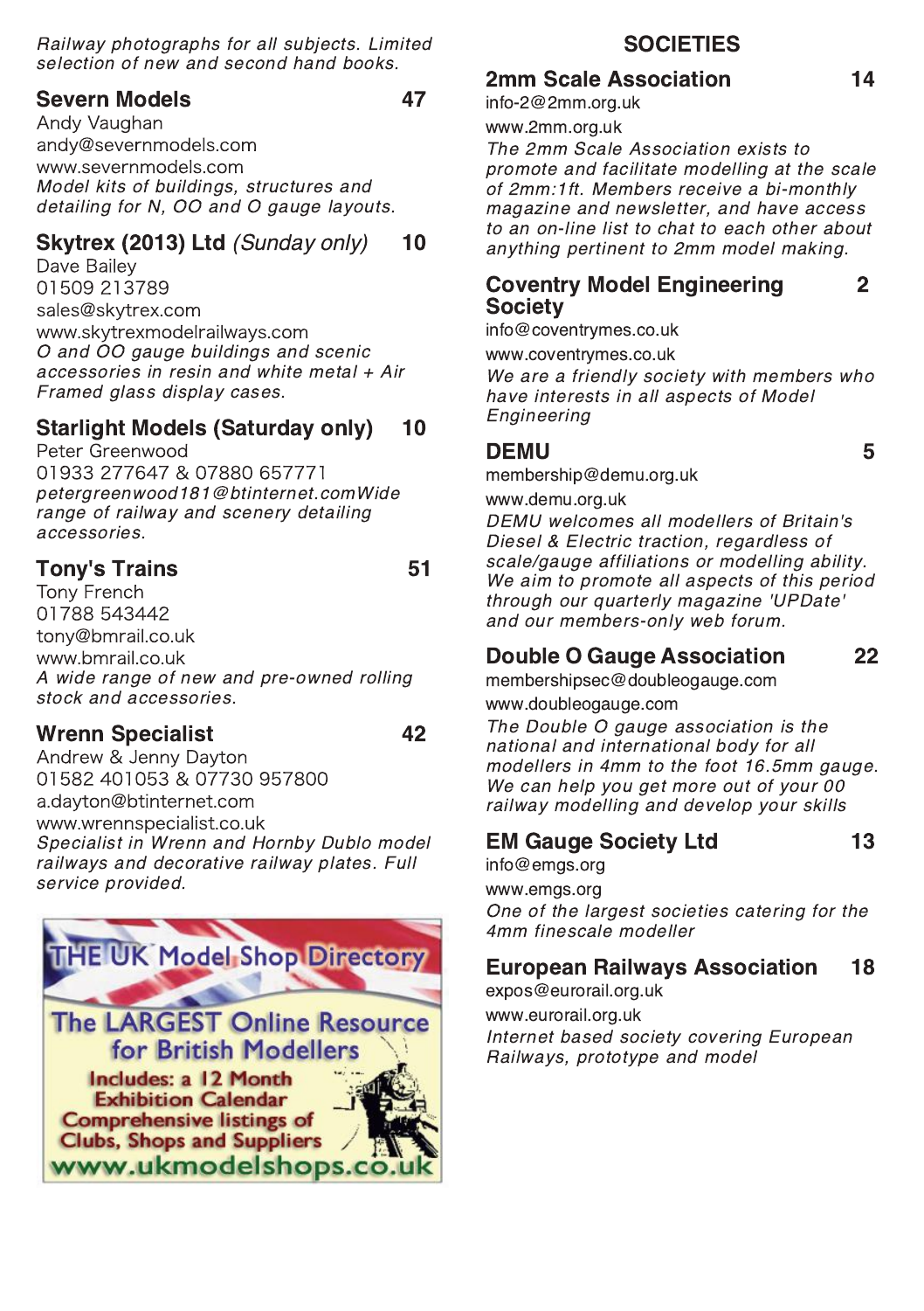*Railway photographs for all subjects. Limited selection of new and second hand books.*

### Severn Models 47

Andy Vaughan
andy@severnmodels.com
www.severnmodels.com
*Model kits of buildings, structures and detailing for N, OO and O gauge layouts.*

### Skytrex (2013) Ltd *(Sunday only)* 10

Dave Bailey
01509 213789
sales@skytrex.com
www.skytrexmodelrailways.com
*O and OO gauge buildings and scenic accessories in resin and white metal + Air Framed glass display cases.*

### Starlight Models (Saturday only) 10

Peter Greenwood
01933 277647 & 07880 657771
*petergreenwood181@btinternet.comWide range of railway and scenery detailing accessories.*

### Tony's Trains 51

Tony French
01788 543442
tony@bmrail.co.uk
www.bmrail.co.uk
*A wide range of new and pre-owned rolling stock and accessories.*

### Wrenn Specialist 42

Andrew & Jenny Dayton
01582 401053 & 07730 957800
a.dayton@btinternet.com
www.wrennspecialist.co.uk
*Specialist in Wrenn and Hornby Dublo model railways and decorative railway plates. Full service provided.*

THE UK Model Shop Directory
The LARGEST Online Resource for British Modellers
Includes: a 12 Month Exhibition Calendar
Comprehensive listings of Clubs, Shops and Suppliers
www.ukmodelshops.co.uk

## SOCIETIES

### 2mm Scale Association 14

info-2@2mm.org.uk
www.2mm.org.uk
*The 2mm Scale Association exists to promote and facilitate modelling at the scale of 2mm:1ft. Members receive a bi-monthly magazine and newsletter, and have access to an on-line list to chat to each other about anything pertinent to 2mm model making.*

### Coventry Model Engineering Society 2

info@coventryms.co.uk
www.coventryms.co.uk
*We are a friendly society with members who have interests in all aspects of Model Engineering*

### DEMU 5

membership@demu.org.uk
www.demu.org.uk
*DEMU welcomes all modellers of Britain's Diesel & Electric traction, regardless of scale/gauge affiliations or modelling ability. We aim to promote all aspects of this period through our quarterly magazine 'UPDate' and our members-only web forum.*

### Double O Gauge Association 22

membershipsec@doubleogauge.com
www.doubleogauge.com
*The Double O gauge association is the national and international body for all modellers in 4mm to the foot 16.5mm gauge. We can help you get more out of your 00 railway modelling and develop your skills*

### EM Gauge Society Ltd 13

info@emgs.org
www.emgs.org
*One of the largest societies catering for the 4mm finescale modeller*

### European Railways Association 18

expos@eurorail.org.uk
www.eurorail.org.uk
*Internet based society covering European Railways, prototype and model*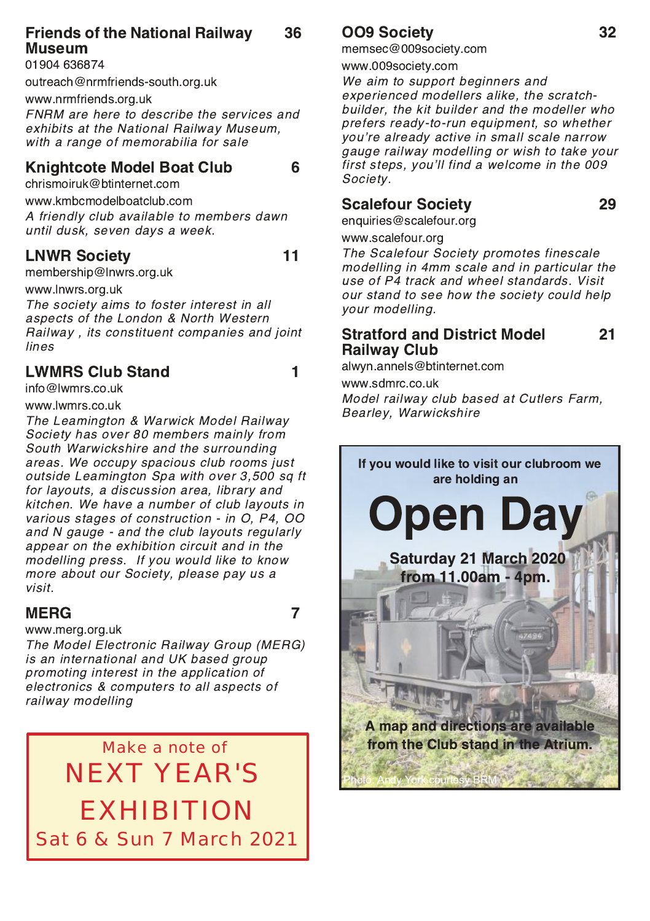## Friends of the National Railway Museum 36

01904 636874

outreach@nrmfriends-south.org.uk

www.nrmfriends.org.uk

*FNRM are here to describe the services and exhibits at the National Railway Museum, with a range of memorabilia for sale*

## Knightcote Model Boat Club 6

chrismoiruk@btinternet.com

www.kmbcmodelboatclub.com

*A friendly club available to members dawn until dusk, seven days a week.*

## LNWR Society 11

membership@lnwrs.org.uk

www.lnwrs.org.uk

*The society aims to foster interest in all aspects of the London & North Western Railway , its constituent companies and joint lines*

## LWMRS Club Stand 1

info@lwmrs.co.uk

www.lwmrs.co.uk

*The Leamington & Warwick Model Railway Society has over 80 members mainly from South Warwickshire and the surrounding areas. We occupy spacious club rooms just outside Leamington Spa with over 3,500 sq ft for layouts, a discussion area, library and kitchen. We have a number of club layouts in various stages of construction - in O, P4, OO and N gauge - and the club layouts regularly appear on the exhibition circuit and in the modelling press. If you would like to know more about our Society, please pay us a visit.*

## MERG 7

www.merg.org.uk

*The Model Electronic Railway Group (MERG) is an international and UK based group promoting interest in the application of electronics & computers to all aspects of railway modelling*

Make a note of

NEXT YEAR'S EXHIBITION

Sat 6 & Sun 7 March 2021

## OO9 Society 32

memsec@009society.com

www.009society.com

*We aim to support beginners and experienced modellers alike, the scratch-builder, the kit builder and the modeller who prefers ready-to-run equipment, so whether you're already active in small scale narrow gauge railway modelling or wish to take your first steps, you'll find a welcome in the 009 Society.*

## Scalefour Society 29

enquiries@scalefour.org

www.scalefour.org

*The Scalefour Society promotes finescale modelling in 4mm scale and in particular the use of P4 track and wheel standards. Visit our stand to see how the society could help your modelling.*

## Stratford and District Model Railway Club 21

alwyn.annels@btinternet.com

www.sdmrc.co.uk

*Model railway club based at Cutlers Farm, Bearley, Warwickshire*

**If you would like to visit our clubroom we are holding an**

# Open Day

**Saturday 21 March 2020 from 11.00am - 4pm.**

**A map and directions are available from the Club stand in the Atrium.**

Photo: Andy York courtesy BRM